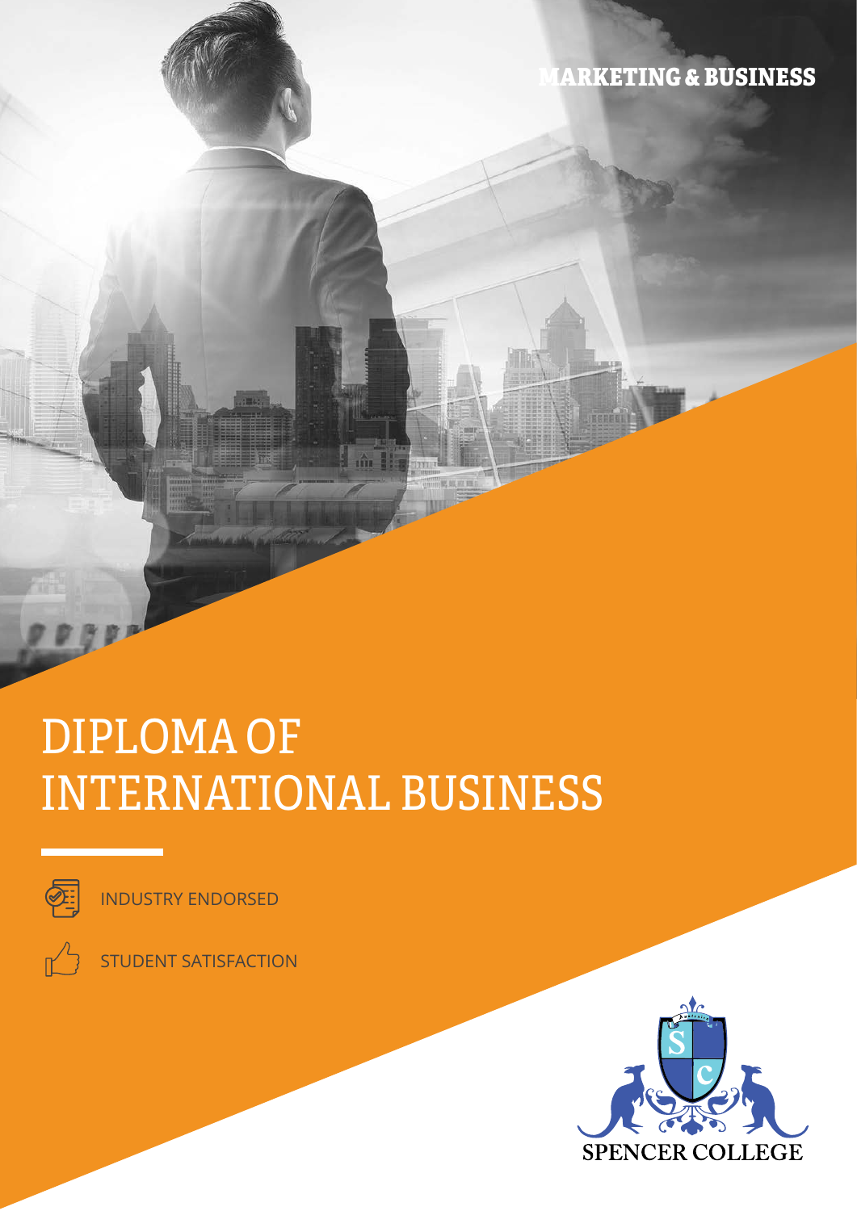MARKETING & BUSINESS

# DIPLOMA OF INTERNATIONAL BUSINESS

- INDUSTRY ENDORSED
- STUDENT SATISFACTION

SPENCER COLLEGE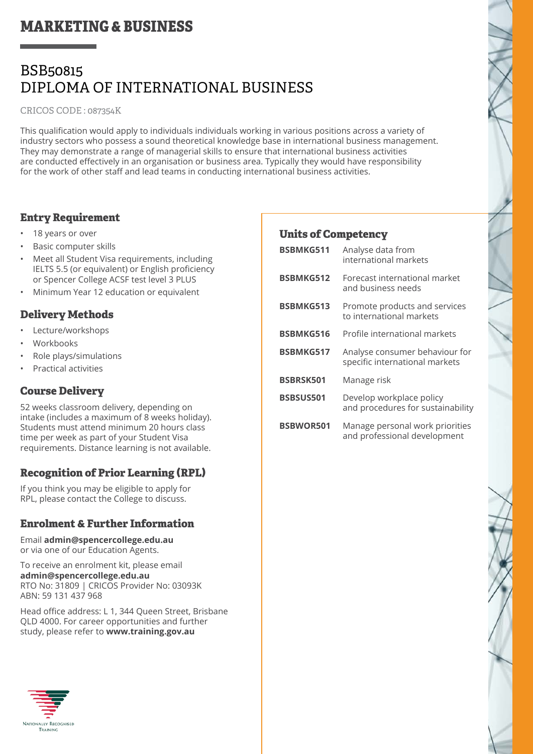# MARKETING & BUSINESS

## BSB50815
## DIPLOMA OF INTERNATIONAL BUSINESS

CRICOS CODE : 087354K

This qualification would apply to individuals individuals working in various positions across a variety of industry sectors who possess a sound theoretical knowledge base in international business management. They may demonstrate a range of managerial skills to ensure that international business activities are conducted effectively in an organisation or business area. Typically they would have responsibility for the work of other staff and lead teams in conducting international business activities.

### Entry Requirement

- 18 years or over
- Basic computer skills
- Meet all Student Visa requirements, including IELTS 5.5 (or equivalent) or English proficiency or Spencer College ACSF test level 3 PLUS
- Minimum Year 12 education or equivalent

### Delivery Methods

- Lecture/workshops
- Workbooks
- Role plays/simulations
- Practical activities

### Course Delivery

52 weeks classroom delivery, depending on intake (includes a maximum of 8 weeks holiday). Students must attend minimum 20 hours class time per week as part of your Student Visa requirements. Distance learning is not available.

### Recognition of Prior Learning (RPL)

If you think you may be eligible to apply for RPL, please contact the College to discuss.

### Enrolment & Further Information

Email **admin@spencercollege.edu.au** or via one of our Education Agents.

To receive an enrolment kit, please email **admin@spencercollege.edu.au**
RTO No: 31809 | CRICOS Provider No: 03093K
ABN: 59 131 437 968

Head office address: L 1, 344 Queen Street, Brisbane QLD 4000. For career opportunities and further study, please refer to **www.training.gov.au**

### Units of Competency

| | |
|---|---|
| **BSBMKG511** | Analyse data from international markets |
| **BSBMKG512** | Forecast international market and business needs |
| **BSBMKG513** | Promote products and services to international markets |
| **BSBMKG516** | Profile international markets |
| **BSBMKG517** | Analyse consumer behaviour for specific international markets |
| **BSBRSK501** | Manage risk |
| **BSBSUS501** | Develop workplace policy and procedures for sustainability |
| **BSBWOR501** | Manage personal work priorities and professional development |

NATIONALLY RECOGNISED TRAINING